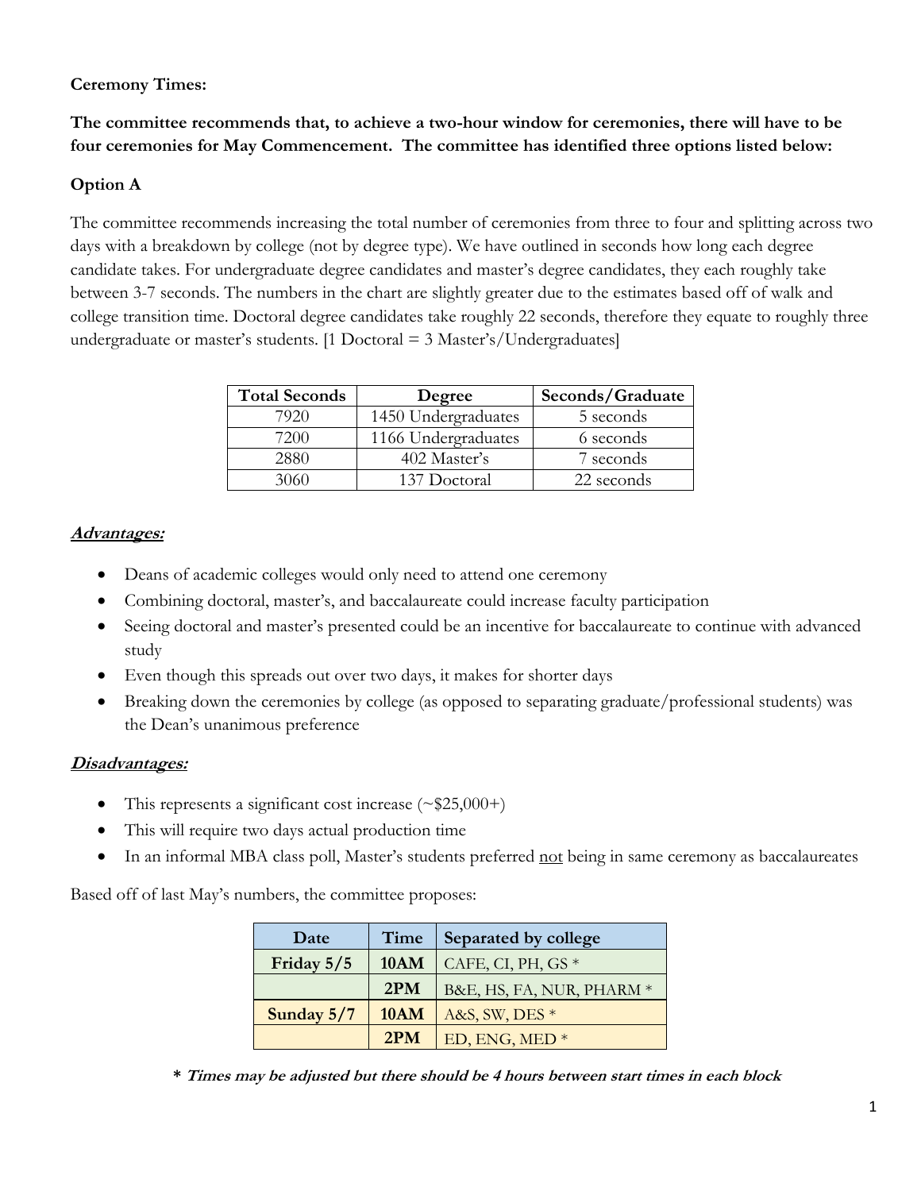**Ceremony Times:**

**The committee recommends that, to achieve a two-hour window for ceremonies, there will have to be four ceremonies for May Commencement. The committee has identified three options listed below:**

**Option A**

The committee recommends increasing the total number of ceremonies from three to four and splitting across two days with a breakdown by college (not by degree type). We have outlined in seconds how long each degree candidate takes. For undergraduate degree candidates and master's degree candidates, they each roughly take between 3-7 seconds. The numbers in the chart are slightly greater due to the estimates based off of walk and college transition time. Doctoral degree candidates take roughly 22 seconds, therefore they equate to roughly three undergraduate or master's students. [1 Doctoral = 3 Master's/Undergraduates]

| Total Seconds | Degree | Seconds/Graduate |
|---|---|---|
| 7920 | 1450 Undergraduates | 5 seconds |
| 7200 | 1166 Undergraduates | 6 seconds |
| 2880 | 402 Master's | 7 seconds |
| 3060 | 137 Doctoral | 22 seconds |

***Advantages:***

- Deans of academic colleges would only need to attend one ceremony
- Combining doctoral, master's, and baccalaureate could increase faculty participation
- Seeing doctoral and master's presented could be an incentive for baccalaureate to continue with advanced study
- Even though this spreads out over two days, it makes for shorter days
- Breaking down the ceremonies by college (as opposed to separating graduate/professional students) was the Dean's unanimous preference

***Disadvantages:***

- This represents a significant cost increase (~$25,000+)
- This will require two days actual production time
- In an informal MBA class poll, Master's students preferred not being in same ceremony as baccalaureates

Based off of last May's numbers, the committee proposes:

| Date | Time | Separated by college |
|---|---|---|
| **Friday 5/5** | **10AM** | CAFE, CI, PH, GS * |
| | **2PM** | B&E, HS, FA, NUR, PHARM * |
| **Sunday 5/7** | **10AM** | A&S, SW, DES * |
| | **2PM** | ED, ENG, MED * |

***\* Times may be adjusted but there should be 4 hours between start times in each block***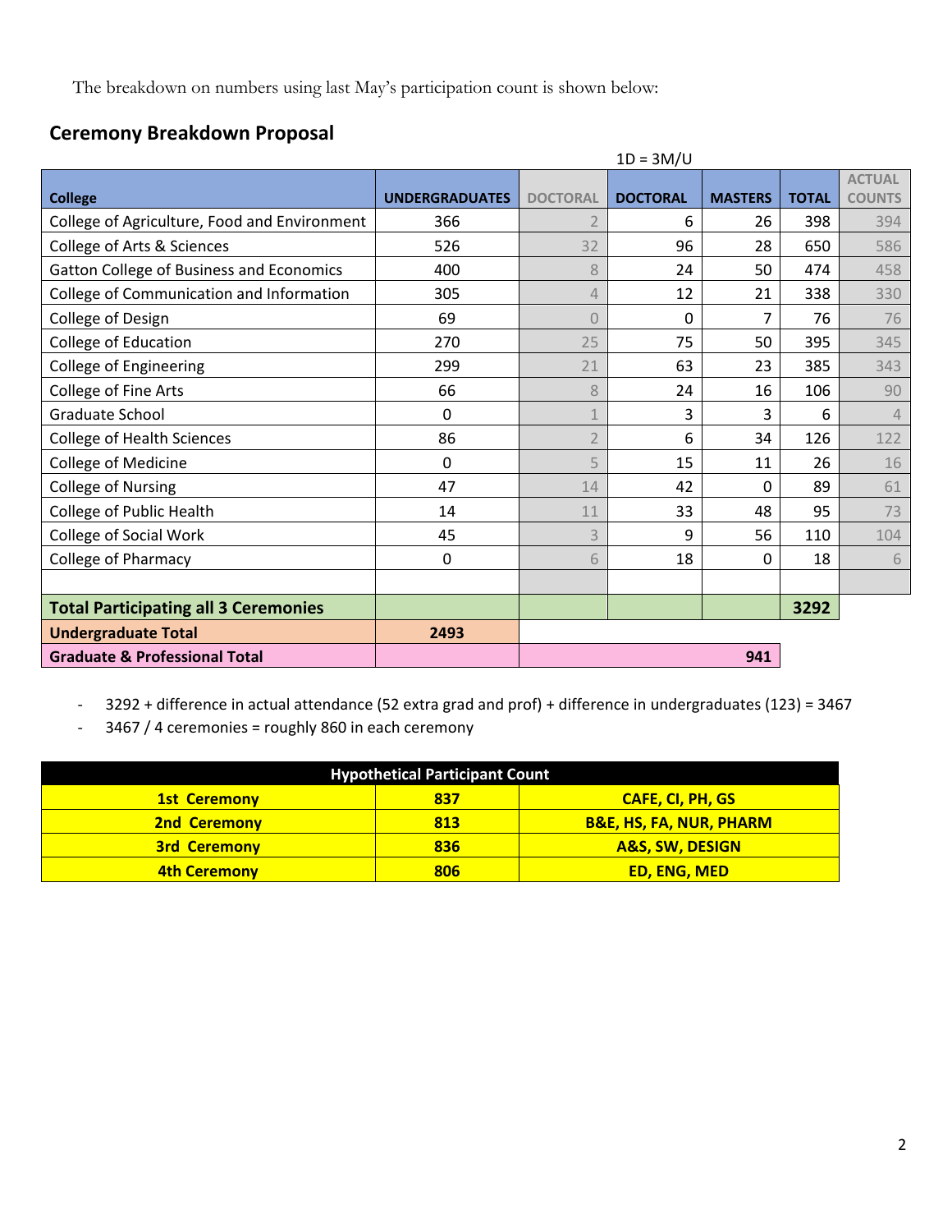The breakdown on numbers using last May's participation count is shown below:

## Ceremony Breakdown Proposal

1D = 3M/U

| College | UNDERGRADUATES | DOCTORAL | DOCTORAL | MASTERS | TOTAL | ACTUAL COUNTS |
|---|---|---|---|---|---|---|
| College of Agriculture, Food and Environment | 366 | 2 | 6 | 26 | 398 | 394 |
| College of Arts & Sciences | 526 | 32 | 96 | 28 | 650 | 586 |
| Gatton College of Business and Economics | 400 | 8 | 24 | 50 | 474 | 458 |
| College of Communication and Information | 305 | 4 | 12 | 21 | 338 | 330 |
| College of Design | 69 | 0 | 0 | 7 | 76 | 76 |
| College of Education | 270 | 25 | 75 | 50 | 395 | 345 |
| College of Engineering | 299 | 21 | 63 | 23 | 385 | 343 |
| College of Fine Arts | 66 | 8 | 24 | 16 | 106 | 90 |
| Graduate School | 0 | 1 | 3 | 3 | 6 | 4 |
| College of Health Sciences | 86 | 2 | 6 | 34 | 126 | 122 |
| College of Medicine | 0 | 5 | 15 | 11 | 26 | 16 |
| College of Nursing | 47 | 14 | 42 | 0 | 89 | 61 |
| College of Public Health | 14 | 11 | 33 | 48 | 95 | 73 |
| College of Social Work | 45 | 3 | 9 | 56 | 110 | 104 |
| College of Pharmacy | 0 | 6 | 18 | 0 | 18 | 6 |
| | | | | | | |
| **Total Participating all 3 Ceremonies** | | | | | **3292** | |
| **Undergraduate Total** | **2493** | | | | | |
| **Graduate & Professional Total** | | | | **941** | | |

- 3292 + difference in actual attendance (52 extra grad and prof) + difference in undergraduates (123) = 3467
- 3467 / 4 ceremonies = roughly 860 in each ceremony

| Hypothetical Participant Count | | |
|---|---|---|
| **1st Ceremony** | **837** | **CAFE, CI, PH, GS** |
| **2nd Ceremony** | **813** | **B&E, HS, FA, NUR, PHARM** |
| **3rd Ceremony** | **836** | **A&S, SW, DESIGN** |
| **4th Ceremony** | **806** | **ED, ENG, MED** |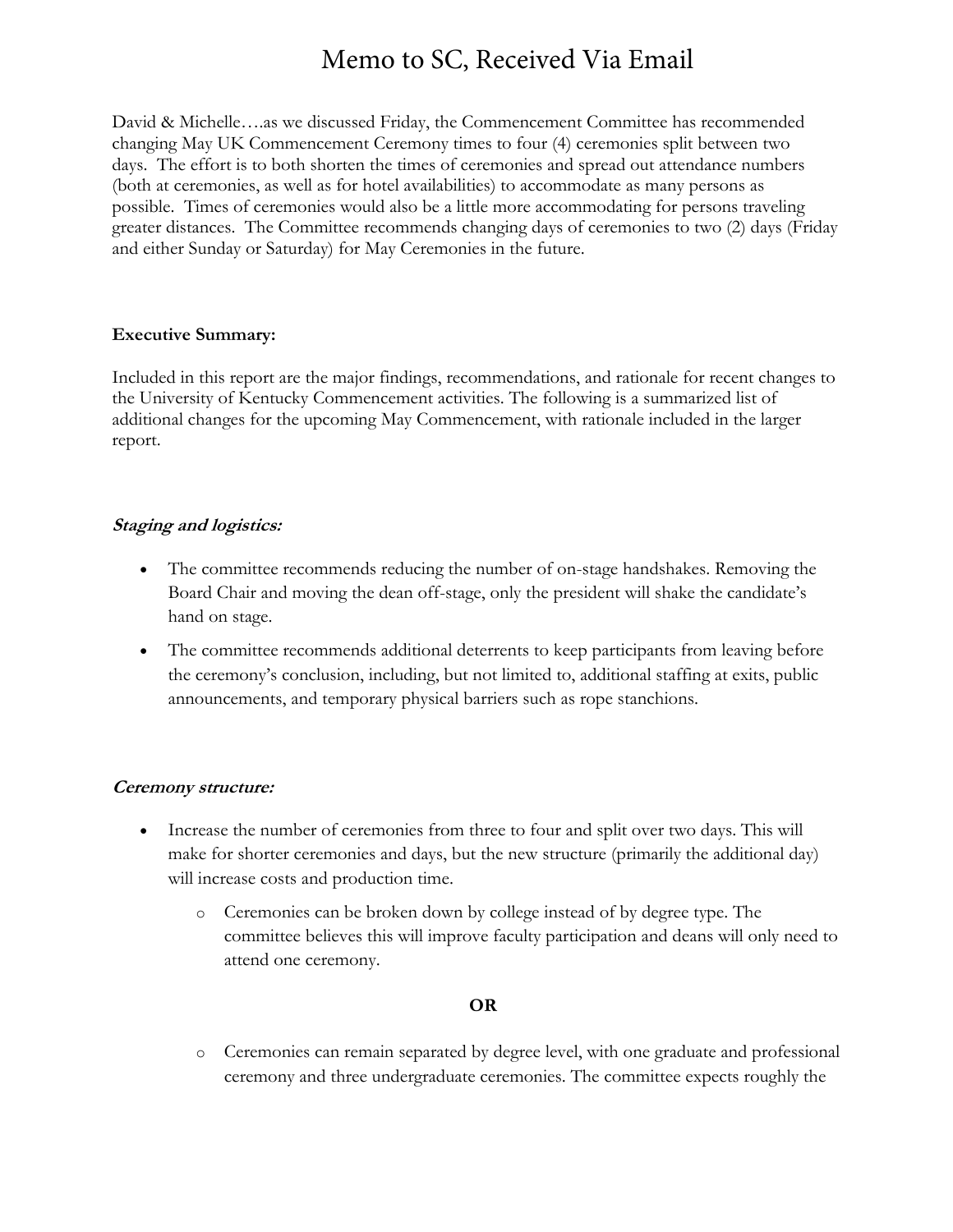# Memo to SC, Received Via Email

David & Michelle….as we discussed Friday, the Commencement Committee has recommended changing May UK Commencement Ceremony times to four (4) ceremonies split between two days. The effort is to both shorten the times of ceremonies and spread out attendance numbers (both at ceremonies, as well as for hotel availabilities) to accommodate as many persons as possible. Times of ceremonies would also be a little more accommodating for persons traveling greater distances. The Committee recommends changing days of ceremonies to two (2) days (Friday and either Sunday or Saturday) for May Ceremonies in the future.

**Executive Summary:**

Included in this report are the major findings, recommendations, and rationale for recent changes to the University of Kentucky Commencement activities. The following is a summarized list of additional changes for the upcoming May Commencement, with rationale included in the larger report.

***Staging and logistics:***

- The committee recommends reducing the number of on-stage handshakes. Removing the Board Chair and moving the dean off-stage, only the president will shake the candidate's hand on stage.
- The committee recommends additional deterrents to keep participants from leaving before the ceremony's conclusion, including, but not limited to, additional staffing at exits, public announcements, and temporary physical barriers such as rope stanchions.

***Ceremony structure:***

- Increase the number of ceremonies from three to four and split over two days. This will make for shorter ceremonies and days, but the new structure (primarily the additional day) will increase costs and production time.
    - Ceremonies can be broken down by college instead of by degree type. The committee believes this will improve faculty participation and deans will only need to attend one ceremony.

**OR**

    - Ceremonies can remain separated by degree level, with one graduate and professional ceremony and three undergraduate ceremonies. The committee expects roughly the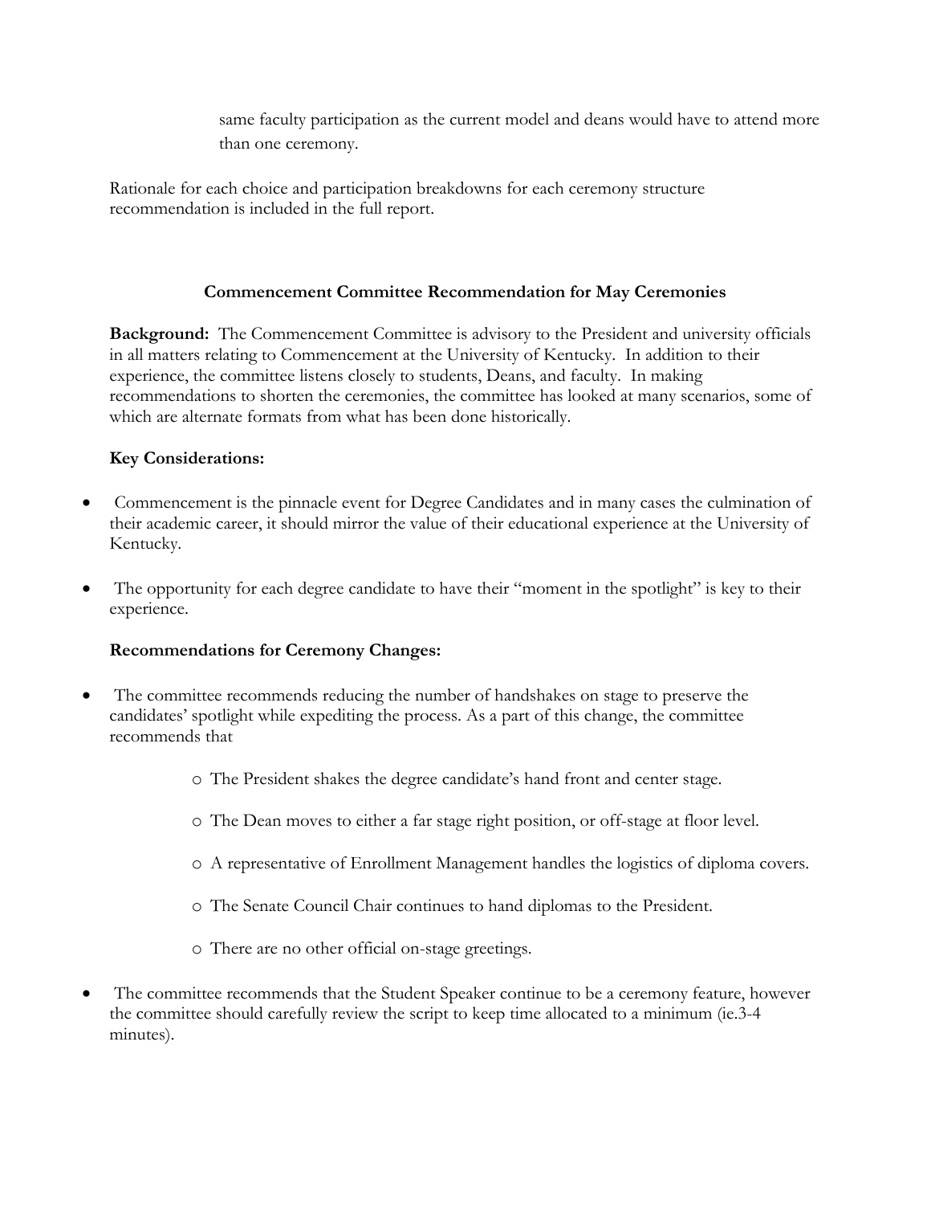same faculty participation as the current model and deans would have to attend more than one ceremony.

Rationale for each choice and participation breakdowns for each ceremony structure recommendation is included in the full report.

### Commencement Committee Recommendation for May Ceremonies

**Background:** The Commencement Committee is advisory to the President and university officials in all matters relating to Commencement at the University of Kentucky. In addition to their experience, the committee listens closely to students, Deans, and faculty. In making recommendations to shorten the ceremonies, the committee has looked at many scenarios, some of which are alternate formats from what has been done historically.

**Key Considerations:**

- Commencement is the pinnacle event for Degree Candidates and in many cases the culmination of their academic career, it should mirror the value of their educational experience at the University of Kentucky.
- The opportunity for each degree candidate to have their "moment in the spotlight" is key to their experience.

**Recommendations for Ceremony Changes:**

- The committee recommends reducing the number of handshakes on stage to preserve the candidates' spotlight while expediting the process. As a part of this change, the committee recommends that
  - The President shakes the degree candidate's hand front and center stage.
  - The Dean moves to either a far stage right position, or off-stage at floor level.
  - A representative of Enrollment Management handles the logistics of diploma covers.
  - The Senate Council Chair continues to hand diplomas to the President.
  - There are no other official on-stage greetings.
- The committee recommends that the Student Speaker continue to be a ceremony feature, however the committee should carefully review the script to keep time allocated to a minimum (ie.3-4 minutes).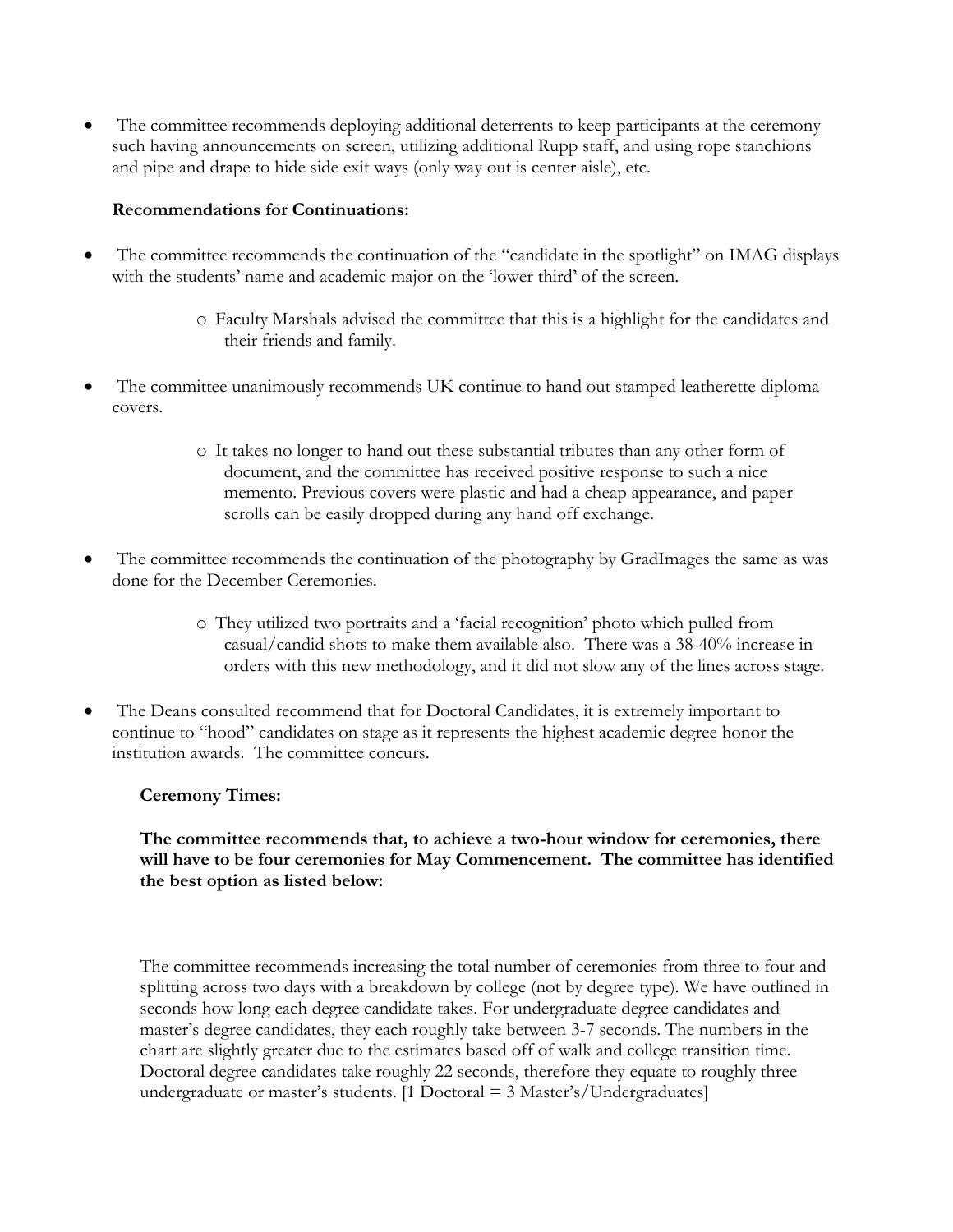- The committee recommends deploying additional deterrents to keep participants at the ceremony such having announcements on screen, utilizing additional Rupp staff, and using rope stanchions and pipe and drape to hide side exit ways (only way out is center aisle), etc.

**Recommendations for Continuations:**

- The committee recommends the continuation of the "candidate in the spotlight" on IMAG displays with the students' name and academic major on the 'lower third' of the screen.
    - Faculty Marshals advised the committee that this is a highlight for the candidates and their friends and family.
- The committee unanimously recommends UK continue to hand out stamped leatherette diploma covers.
    - It takes no longer to hand out these substantial tributes than any other form of document, and the committee has received positive response to such a nice memento. Previous covers were plastic and had a cheap appearance, and paper scrolls can be easily dropped during any hand off exchange.
- The committee recommends the continuation of the photography by GradImages the same as was done for the December Ceremonies.
    - They utilized two portraits and a 'facial recognition' photo which pulled from casual/candid shots to make them available also. There was a 38-40% increase in orders with this new methodology, and it did not slow any of the lines across stage.
- The Deans consulted recommend that for Doctoral Candidates, it is extremely important to continue to "hood" candidates on stage as it represents the highest academic degree honor the institution awards. The committee concurs.

**Ceremony Times:**

**The committee recommends that, to achieve a two-hour window for ceremonies, there will have to be four ceremonies for May Commencement. The committee has identified the best option as listed below:**

The committee recommends increasing the total number of ceremonies from three to four and splitting across two days with a breakdown by college (not by degree type). We have outlined in seconds how long each degree candidate takes. For undergraduate degree candidates and master's degree candidates, they each roughly take between 3-7 seconds. The numbers in the chart are slightly greater due to the estimates based off of walk and college transition time. Doctoral degree candidates take roughly 22 seconds, therefore they equate to roughly three undergraduate or master's students. [1 Doctoral = 3 Master's/Undergraduates]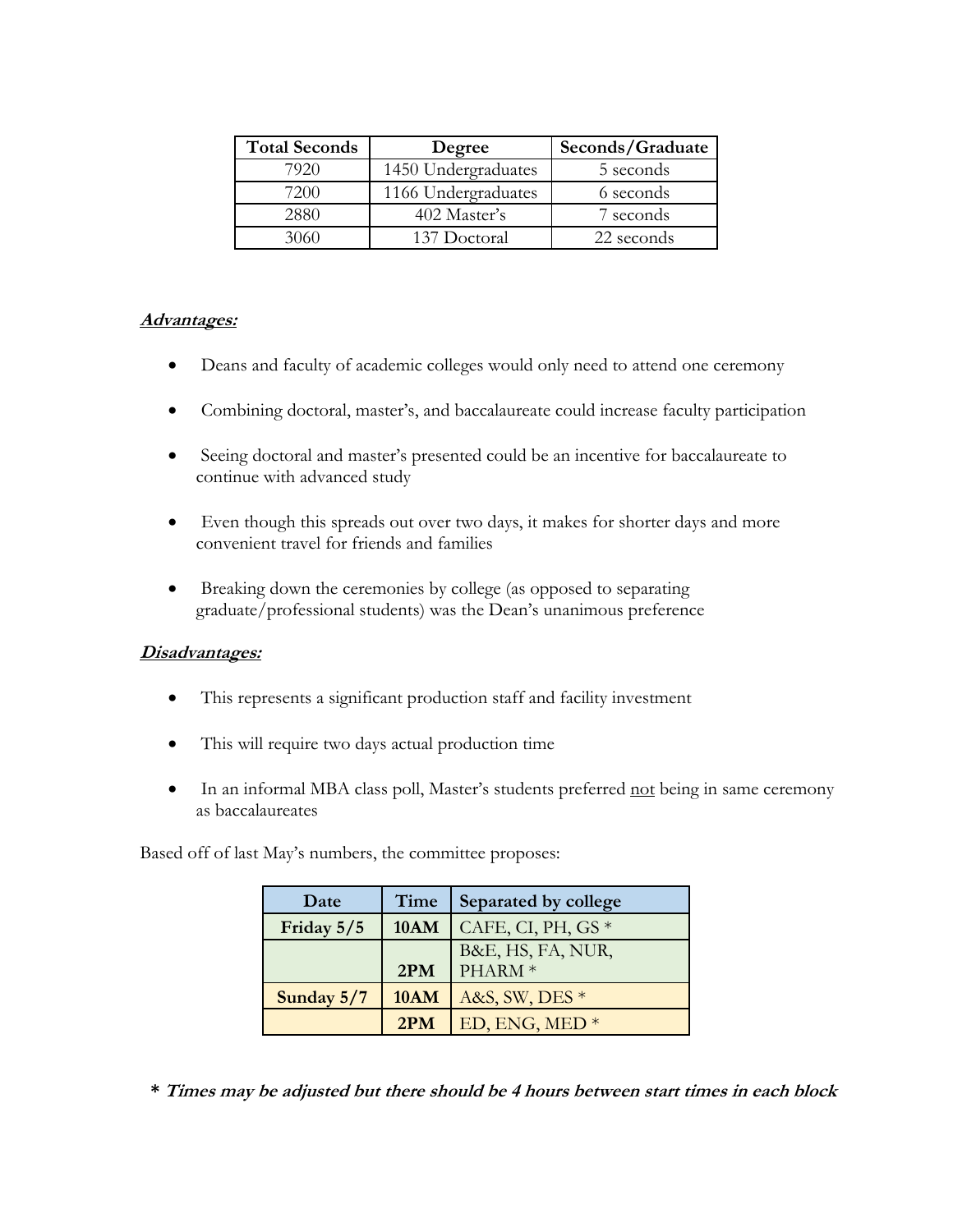| Total Seconds | Degree | Seconds/Graduate |
|---|---|---|
| 7920 | 1450 Undergraduates | 5 seconds |
| 7200 | 1166 Undergraduates | 6 seconds |
| 2880 | 402 Master's | 7 seconds |
| 3060 | 137 Doctoral | 22 seconds |

***Advantages:***

- Deans and faculty of academic colleges would only need to attend one ceremony
- Combining doctoral, master's, and baccalaureate could increase faculty participation
- Seeing doctoral and master's presented could be an incentive for baccalaureate to continue with advanced study
- Even though this spreads out over two days, it makes for shorter days and more convenient travel for friends and families
- Breaking down the ceremonies by college (as opposed to separating graduate/professional students) was the Dean's unanimous preference

***Disadvantages:***

- This represents a significant production staff and facility investment
- This will require two days actual production time
- In an informal MBA class poll, Master's students preferred <u>not</u> being in same ceremony as baccalaureates

Based off of last May's numbers, the committee proposes:

| Date | Time | Separated by college |
|---|---|---|
| **Friday 5/5** | **10AM** | CAFE, CI, PH, GS * |
| | **2PM** | B&E, HS, FA, NUR, PHARM * |
| **Sunday 5/7** | **10AM** | A&S, SW, DES * |
| | **2PM** | ED, ENG, MED * |

***\* Times may be adjusted but there should be 4 hours between start times in each block***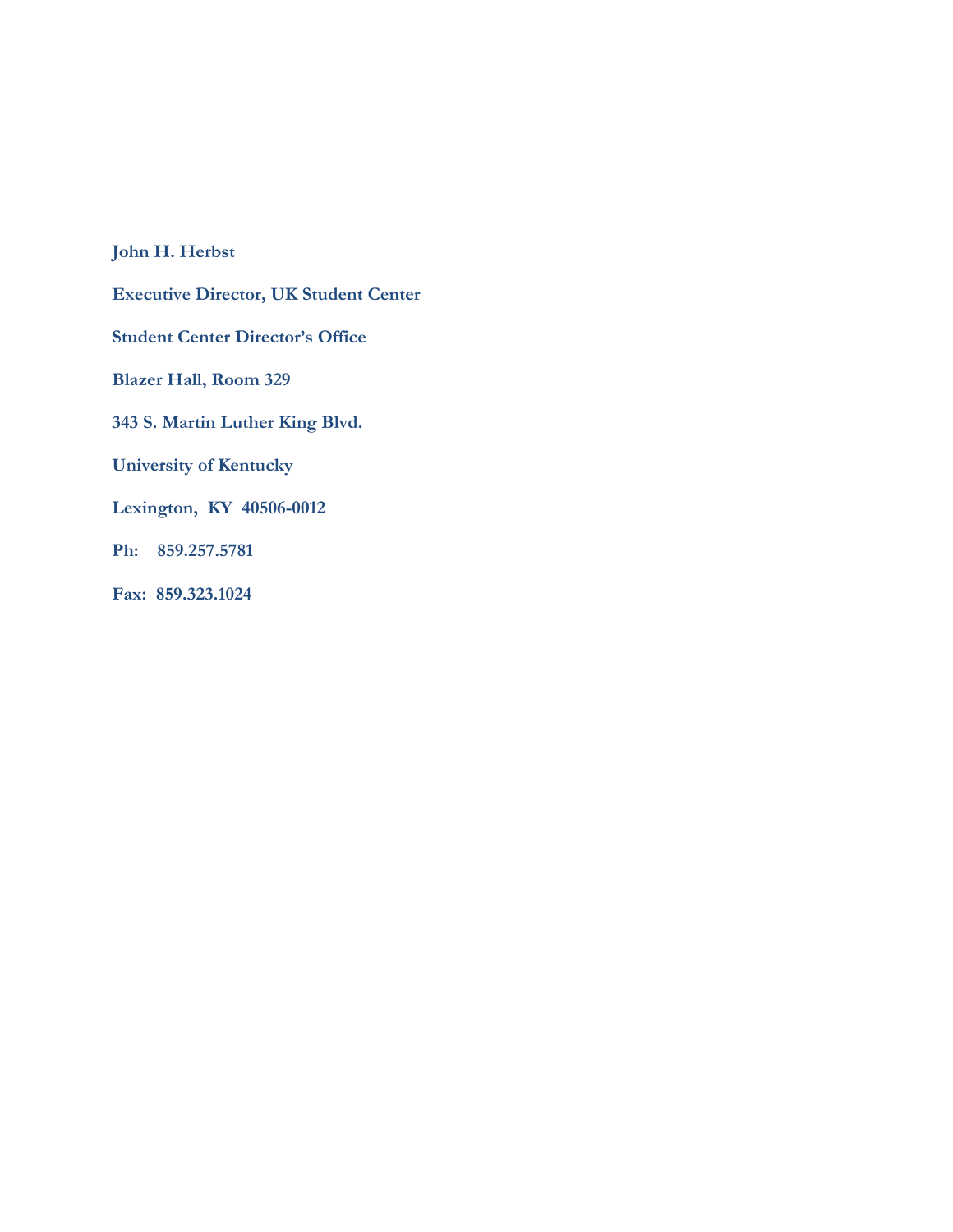**John H. Herbst**

**Executive Director, UK Student Center**

**Student Center Director's Office**

**Blazer Hall, Room 329**

**343 S. Martin Luther King Blvd.**

**University of Kentucky**

**Lexington, KY 40506-0012**

**Ph: 859.257.5781**

**Fax: 859.323.1024**